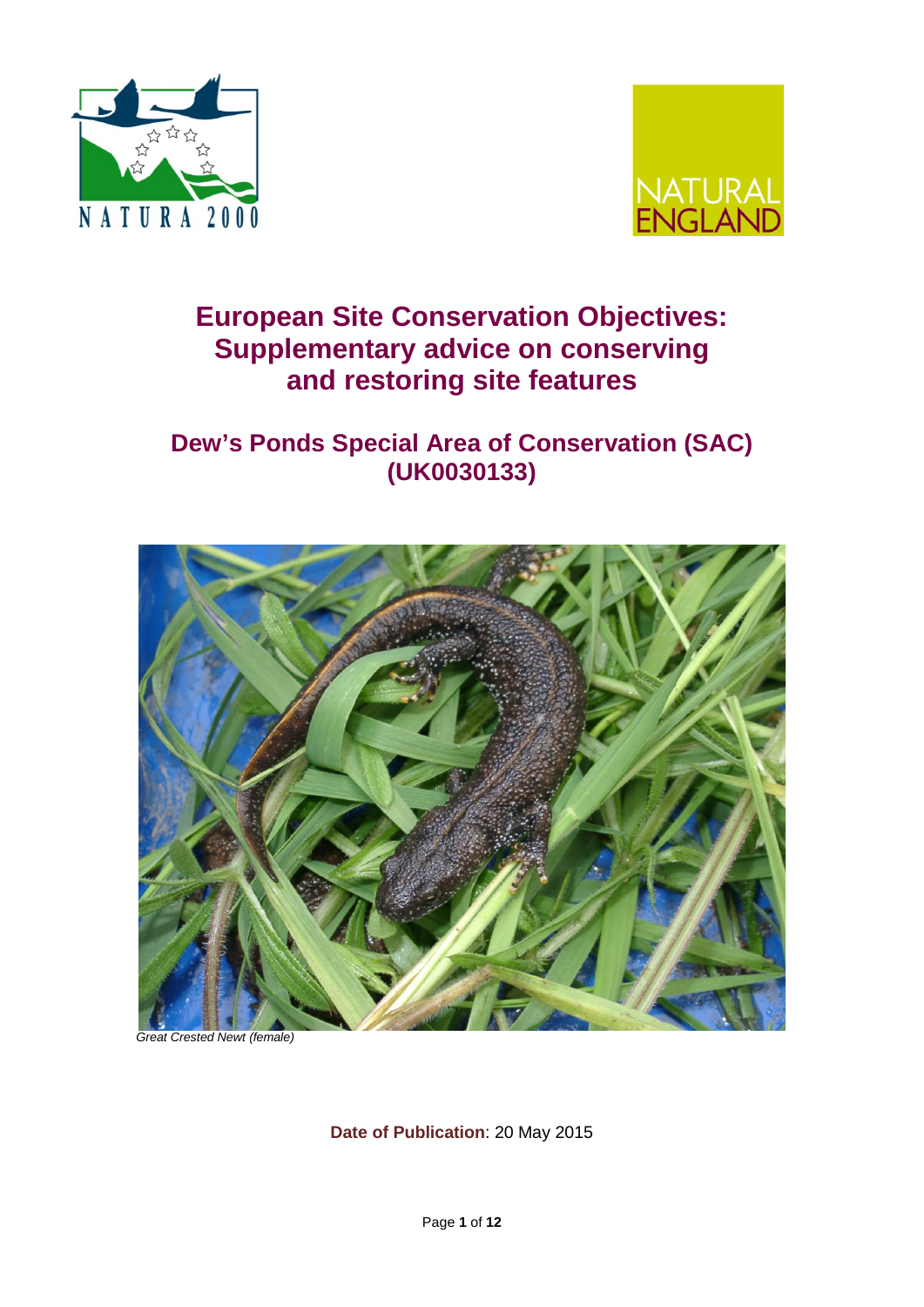# European Site Conservation Objectives: Supplementary advice on conserving and restoring site features

## Dew's Ponds Special Area of Conservation (SAC) (UK0030133)

*Great Crested Newt (female)*

**Date of Publication**: 20 May 2015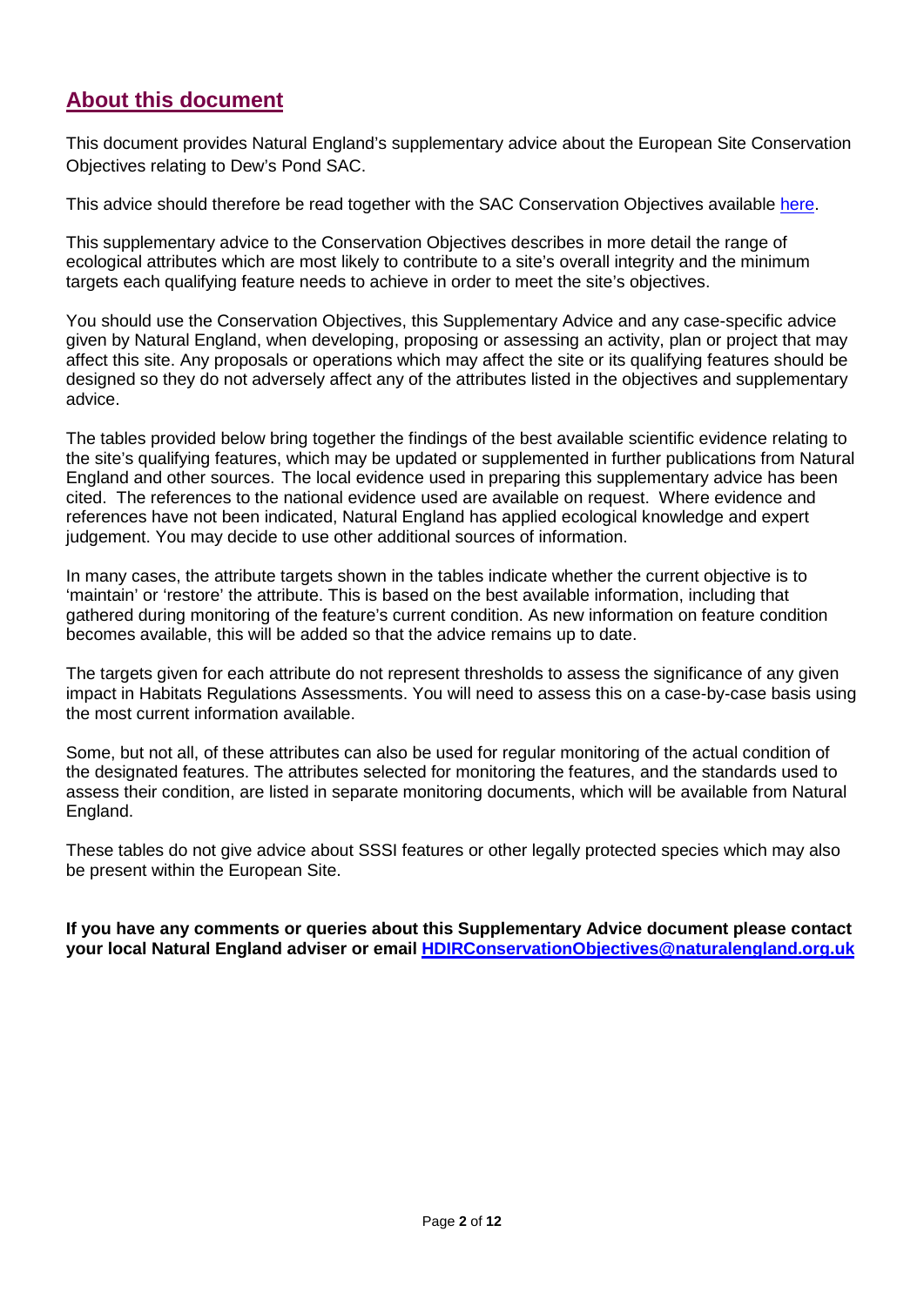## About this document

This document provides Natural England's supplementary advice about the European Site Conservation Objectives relating to Dew's Pond SAC.

This advice should therefore be read together with the SAC Conservation Objectives available here.

This supplementary advice to the Conservation Objectives describes in more detail the range of ecological attributes which are most likely to contribute to a site's overall integrity and the minimum targets each qualifying feature needs to achieve in order to meet the site's objectives.

You should use the Conservation Objectives, this Supplementary Advice and any case-specific advice given by Natural England, when developing, proposing or assessing an activity, plan or project that may affect this site. Any proposals or operations which may affect the site or its qualifying features should be designed so they do not adversely affect any of the attributes listed in the objectives and supplementary advice.

The tables provided below bring together the findings of the best available scientific evidence relating to the site's qualifying features, which may be updated or supplemented in further publications from Natural England and other sources. The local evidence used in preparing this supplementary advice has been cited. The references to the national evidence used are available on request. Where evidence and references have not been indicated, Natural England has applied ecological knowledge and expert judgement. You may decide to use other additional sources of information.

In many cases, the attribute targets shown in the tables indicate whether the current objective is to 'maintain' or 'restore' the attribute. This is based on the best available information, including that gathered during monitoring of the feature's current condition. As new information on feature condition becomes available, this will be added so that the advice remains up to date.

The targets given for each attribute do not represent thresholds to assess the significance of any given impact in Habitats Regulations Assessments. You will need to assess this on a case-by-case basis using the most current information available.

Some, but not all, of these attributes can also be used for regular monitoring of the actual condition of the designated features. The attributes selected for monitoring the features, and the standards used to assess their condition, are listed in separate monitoring documents, which will be available from Natural England.

These tables do not give advice about SSSI features or other legally protected species which may also be present within the European Site.

**If you have any comments or queries about this Supplementary Advice document please contact your local Natural England adviser or email HDIRConservationObjectives@naturalengland.org.uk**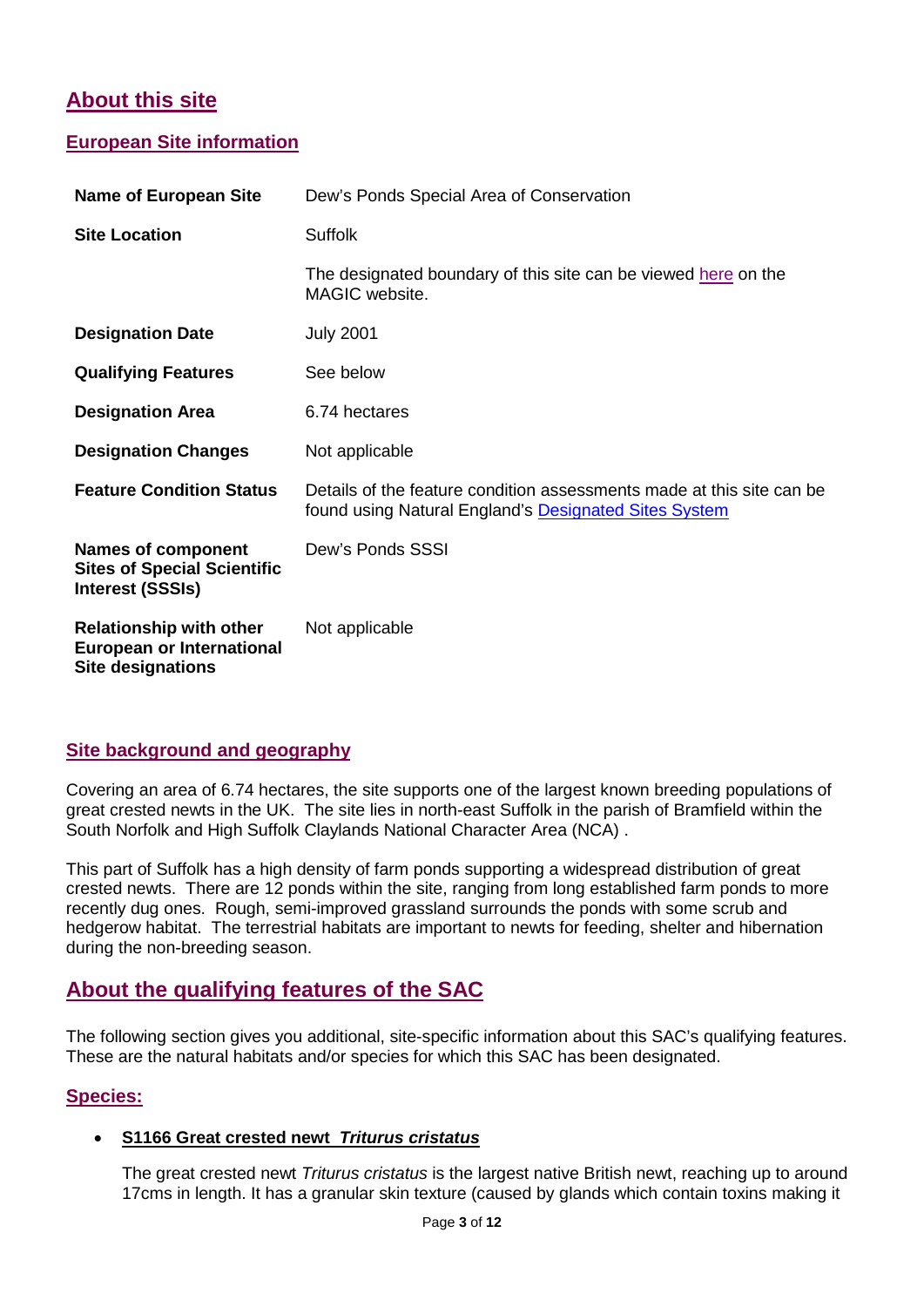## About this site

### European Site information

| | |
|---|---|
| **Name of European Site** | Dew's Ponds Special Area of Conservation |
| **Site Location** | Suffolk |
| | The designated boundary of this site can be viewed here on the MAGIC website. |
| **Designation Date** | July 2001 |
| **Qualifying Features** | See below |
| **Designation Area** | 6.74 hectares |
| **Designation Changes** | Not applicable |
| **Feature Condition Status** | Details of the feature condition assessments made at this site can be found using Natural England's Designated Sites System |
| **Names of component Sites of Special Scientific Interest (SSSIs)** | Dew's Ponds SSSI |
| **Relationship with other European or International Site designations** | Not applicable |

### Site background and geography

Covering an area of 6.74 hectares, the site supports one of the largest known breeding populations of great crested newts in the UK. The site lies in north-east Suffolk in the parish of Bramfield within the South Norfolk and High Suffolk Claylands National Character Area (NCA) .

This part of Suffolk has a high density of farm ponds supporting a widespread distribution of great crested newts. There are 12 ponds within the site, ranging from long established farm ponds to more recently dug ones. Rough, semi-improved grassland surrounds the ponds with some scrub and hedgerow habitat. The terrestrial habitats are important to newts for feeding, shelter and hibernation during the non-breeding season.

## About the qualifying features of the SAC

The following section gives you additional, site-specific information about this SAC's qualifying features. These are the natural habitats and/or species for which this SAC has been designated.

### Species:

- **S1166 Great crested newt *Triturus cristatus***

  The great crested newt *Triturus cristatus* is the largest native British newt, reaching up to around 17cms in length. It has a granular skin texture (caused by glands which contain toxins making it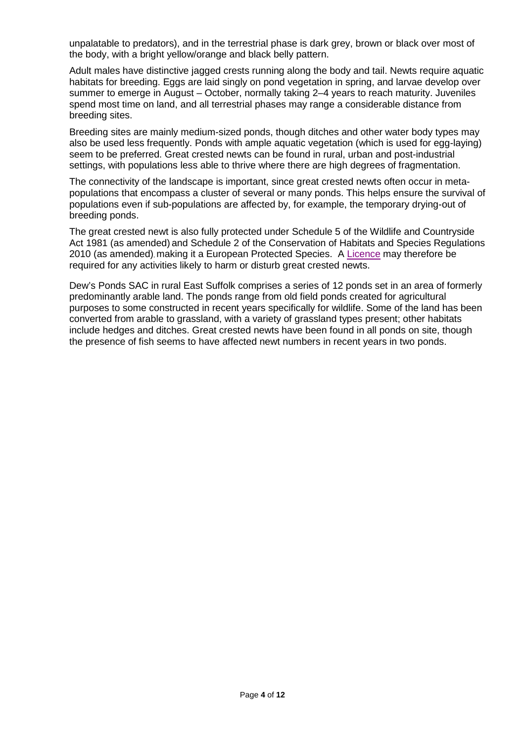unpalatable to predators), and in the terrestrial phase is dark grey, brown or black over most of the body, with a bright yellow/orange and black belly pattern.

Adult males have distinctive jagged crests running along the body and tail. Newts require aquatic habitats for breeding. Eggs are laid singly on pond vegetation in spring, and larvae develop over summer to emerge in August – October, normally taking 2–4 years to reach maturity. Juveniles spend most time on land, and all terrestrial phases may range a considerable distance from breeding sites.

Breeding sites are mainly medium-sized ponds, though ditches and other water body types may also be used less frequently. Ponds with ample aquatic vegetation (which is used for egg-laying) seem to be preferred. Great crested newts can be found in rural, urban and post-industrial settings, with populations less able to thrive where there are high degrees of fragmentation.

The connectivity of the landscape is important, since great crested newts often occur in meta-populations that encompass a cluster of several or many ponds. This helps ensure the survival of populations even if sub-populations are affected by, for example, the temporary drying-out of breeding ponds.

The great crested newt is also fully protected under Schedule 5 of the Wildlife and Countryside Act 1981 (as amended) and Schedule 2 of the Conservation of Habitats and Species Regulations 2010 (as amended), making it a European Protected Species. A Licence may therefore be required for any activities likely to harm or disturb great crested newts.

Dew's Ponds SAC in rural East Suffolk comprises a series of 12 ponds set in an area of formerly predominantly arable land. The ponds range from old field ponds created for agricultural purposes to some constructed in recent years specifically for wildlife. Some of the land has been converted from arable to grassland, with a variety of grassland types present; other habitats include hedges and ditches. Great crested newts have been found in all ponds on site, though the presence of fish seems to have affected newt numbers in recent years in two ponds.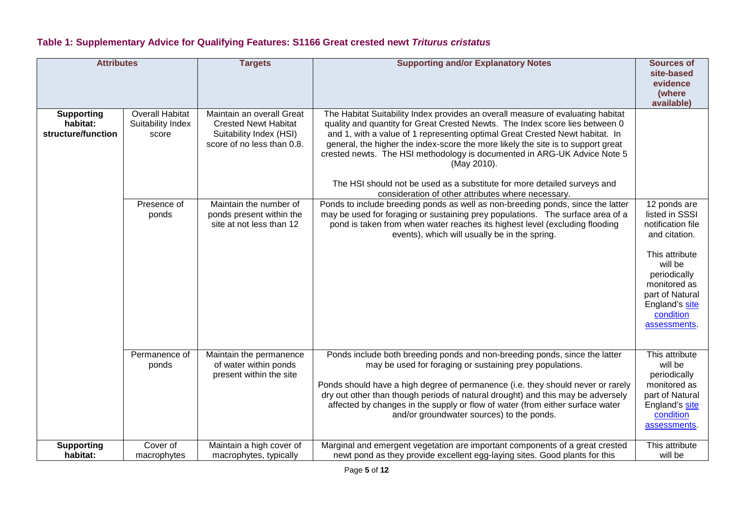### Table 1: Supplementary Advice for Qualifying Features: S1166 Great crested newt *Triturus cristatus*

| Attributes | | Targets | Supporting and/or Explanatory Notes | Sources of site-based evidence (where available) |
|---|---|---|---|---|
| **Supporting habitat: structure/function** | Overall Habitat Suitability Index score | Maintain an overall Great Crested Newt Habitat Suitability Index (HSI) score of no less than 0.8. | The Habitat Suitability Index provides an overall measure of evaluating habitat quality and quantity for Great Crested Newts. The Index score lies between 0 and 1, with a value of 1 representing optimal Great Crested Newt habitat. In general, the higher the index-score the more likely the site is to support great crested newts. The HSI methodology is documented in ARG-UK Advice Note 5 (May 2010).<br><br>The HSI should not be used as a substitute for more detailed surveys and consideration of other attributes where necessary. | |
| | Presence of ponds | Maintain the number of ponds present within the site at not less than 12 | Ponds to include breeding ponds as well as non-breeding ponds, since the latter may be used for foraging or sustaining prey populations. The surface area of a pond is taken from when water reaches its highest level (excluding flooding events), which will usually be in the spring. | 12 ponds are listed in SSSI notification file and citation.<br><br>This attribute will be periodically monitored as part of Natural England's site condition assessments. |
| | Permanence of ponds | Maintain the permanence of water within ponds present within the site | Ponds include both breeding ponds and non-breeding ponds, since the latter may be used for foraging or sustaining prey populations.<br><br>Ponds should have a high degree of permanence (i.e. they should never or rarely dry out other than though periods of natural drought) and this may be adversely affected by changes in the supply or flow of water (from either surface water and/or groundwater sources) to the ponds. | This attribute will be periodically monitored as part of Natural England's site condition assessments. |
| **Supporting habitat:** | Cover of macrophytes | Maintain a high cover of macrophytes, typically | Marginal and emergent vegetation are important components of a great crested newt pond as they provide excellent egg-laying sites. Good plants for this | This attribute will be |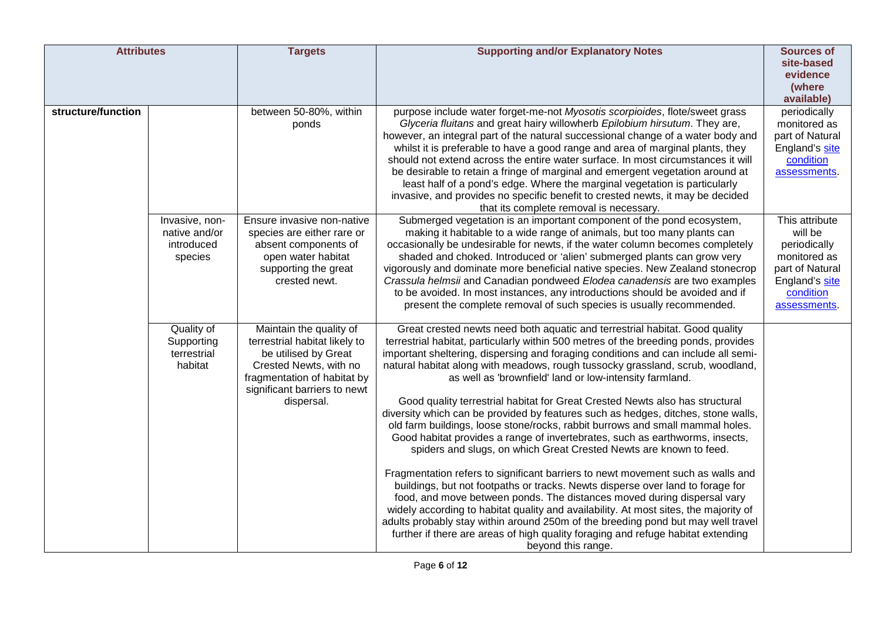| Attributes | | Targets | Supporting and/or Explanatory Notes | Sources of site-based evidence (where available) |
|---|---|---|---|---|
| structure/function | | between 50-80%, within ponds | purpose include water forget-me-not *Myosotis scorpioides*, flote/sweet grass *Glyceria fluitans* and great hairy willowherb *Epilobium hirsutum*. They are, however, an integral part of the natural successional change of a water body and whilst it is preferable to have a good range and area of marginal plants, they should not extend across the entire water surface. In most circumstances it will be desirable to retain a fringe of marginal and emergent vegetation around at least half of a pond's edge. Where the marginal vegetation is particularly invasive, and provides no specific benefit to crested newts, it may be decided that its complete removal is necessary. | periodically monitored as part of Natural England's site condition assessments. |
| | Invasive, non-native and/or introduced species | Ensure invasive non-native species are either rare or absent components of open water habitat supporting the great crested newt. | Submerged vegetation is an important component of the pond ecosystem, making it habitable to a wide range of animals, but too many plants can occasionally be undesirable for newts, if the water column becomes completely shaded and choked. Introduced or 'alien' submerged plants can grow very vigorously and dominate more beneficial native species. New Zealand stonecrop *Crassula helmsii* and Canadian pondweed *Elodea canadensis* are two examples to be avoided. In most instances, any introductions should be avoided and if present the complete removal of such species is usually recommended. | This attribute will be periodically monitored as part of Natural England's site condition assessments. |
| | Quality of Supporting terrestrial habitat | Maintain the quality of terrestrial habitat likely to be utilised by Great Crested Newts, with no fragmentation of habitat by significant barriers to newt dispersal. | Great crested newts need both aquatic and terrestrial habitat. Good quality terrestrial habitat, particularly within 500 metres of the breeding ponds, provides important sheltering, dispersing and foraging conditions and can include all semi-natural habitat along with meadows, rough tussocky grassland, scrub, woodland, as well as 'brownfield' land or low-intensity farmland.<br><br>Good quality terrestrial habitat for Great Crested Newts also has structural diversity which can be provided by features such as hedges, ditches, stone walls, old farm buildings, loose stone/rocks, rabbit burrows and small mammal holes. Good habitat provides a range of invertebrates, such as earthworms, insects, spiders and slugs, on which Great Crested Newts are known to feed.<br><br>Fragmentation refers to significant barriers to newt movement such as walls and buildings, but not footpaths or tracks. Newts disperse over land to forage for food, and move between ponds. The distances moved during dispersal vary widely according to habitat quality and availability. At most sites, the majority of adults probably stay within around 250m of the breeding pond but may well travel further if there are areas of high quality foraging and refuge habitat extending beyond this range. | |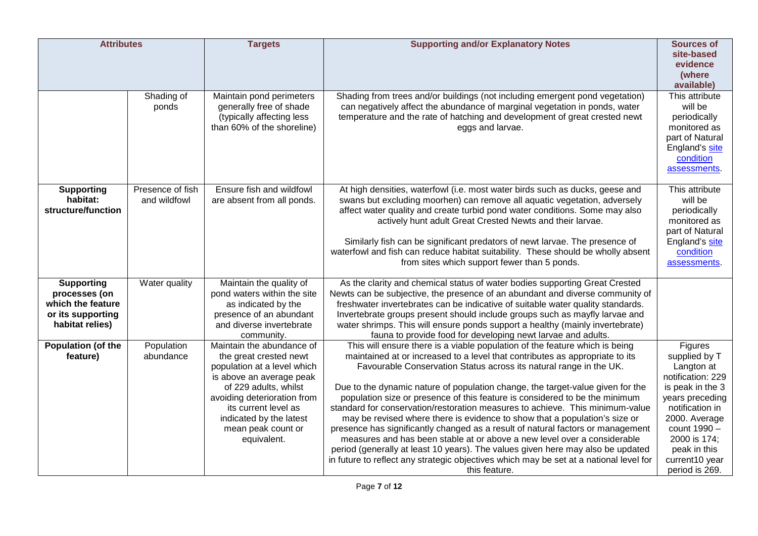| Attributes | | Targets | Supporting and/or Explanatory Notes | Sources of site-based evidence (where available) |
|---|---|---|---|---|
| | Shading of ponds | Maintain pond perimeters generally free of shade (typically affecting less than 60% of the shoreline) | Shading from trees and/or buildings (not including emergent pond vegetation) can negatively affect the abundance of marginal vegetation in ponds, water temperature and the rate of hatching and development of great crested newt eggs and larvae. | This attribute will be periodically monitored as part of Natural England's [site condition assessments](). |
| **Supporting habitat: structure/function** | Presence of fish and wildfowl | Ensure fish and wildfowl are absent from all ponds. | At high densities, waterfowl (i.e. most water birds such as ducks, geese and swans but excluding moorhen) can remove all aquatic vegetation, adversely affect water quality and create turbid pond water conditions. Some may also actively hunt adult Great Crested Newts and their larvae.<br><br>Similarly fish can be significant predators of newt larvae. The presence of waterfowl and fish can reduce habitat suitability. These should be wholly absent from sites which support fewer than 5 ponds. | This attribute will be periodically monitored as part of Natural England's [site condition assessments](). |
| **Supporting processes (on which the feature or its supporting habitat relies)** | Water quality | Maintain the quality of pond waters within the site as indicated by the presence of an abundant and diverse invertebrate community. | As the clarity and chemical status of water bodies supporting Great Crested Newts can be subjective, the presence of an abundant and diverse community of freshwater invertebrates can be indicative of suitable water quality standards. Invertebrate groups present should include groups such as mayfly larvae and water shrimps. This will ensure ponds support a healthy (mainly invertebrate) fauna to provide food for developing newt larvae and adults. | |
| **Population (of the feature)** | Population abundance | Maintain the abundance of the great crested newt population at a level which is above an average peak of 229 adults, whilst avoiding deterioration from its current level as indicated by the latest mean peak count or equivalent. | This will ensure there is a viable population of the feature which is being maintained at or increased to a level that contributes as appropriate to its Favourable Conservation Status across its natural range in the UK.<br><br>Due to the dynamic nature of population change, the target-value given for the population size or presence of this feature is considered to be the minimum standard for conservation/restoration measures to achieve. This minimum-value may be revised where there is evidence to show that a population's size or presence has significantly changed as a result of natural factors or management measures and has been stable at or above a new level over a considerable period (generally at least 10 years). The values given here may also be updated in future to reflect any strategic objectives which may be set at a national level for this feature. | Figures supplied by T Langton at notification: 229 is peak in the 3 years preceding notification in 2000. Average count 1990 – 2000 is 174; peak in this current10 year period is 269. |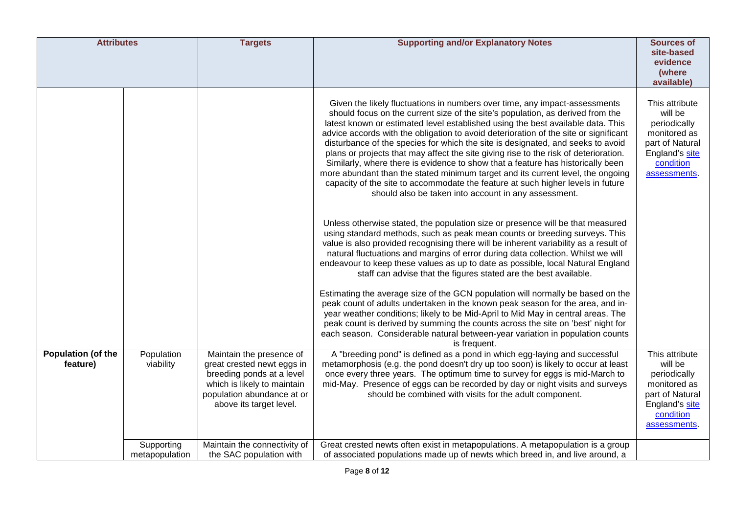| Attributes | | Targets | Supporting and/or Explanatory Notes | Sources of site-based evidence (where available) |
|---|---|---|---|---|
| | | | Given the likely fluctuations in numbers over time, any impact-assessments should focus on the current size of the site's population, as derived from the latest known or estimated level established using the best available data. This advice accords with the obligation to avoid deterioration of the site or significant disturbance of the species for which the site is designated, and seeks to avoid plans or projects that may affect the site giving rise to the risk of deterioration. Similarly, where there is evidence to show that a feature has historically been more abundant than the stated minimum target and its current level, the ongoing capacity of the site to accommodate the feature at such higher levels in future should also be taken into account in any assessment.<br><br>Unless otherwise stated, the population size or presence will be that measured using standard methods, such as peak mean counts or breeding surveys. This value is also provided recognising there will be inherent variability as a result of natural fluctuations and margins of error during data collection. Whilst we will endeavour to keep these values as up to date as possible, local Natural England staff can advise that the figures stated are the best available.<br><br>Estimating the average size of the GCN population will normally be based on the peak count of adults undertaken in the known peak season for the area, and in-year weather conditions; likely to be Mid-April to Mid May in central areas. The peak count is derived by summing the counts across the site on 'best' night for each season. Considerable natural between-year variation in population counts is frequent. | This attribute will be periodically monitored as part of Natural England's site condition assessments. |
| **Population (of the feature)** | Population viability | Maintain the presence of great crested newt eggs in breeding ponds at a level which is likely to maintain population abundance at or above its target level. | A "breeding pond" is defined as a pond in which egg-laying and successful metamorphosis (e.g. the pond doesn't dry up too soon) is likely to occur at least once every three years. The optimum time to survey for eggs is mid-March to mid-May. Presence of eggs can be recorded by day or night visits and surveys should be combined with visits for the adult component. | This attribute will be periodically monitored as part of Natural England's site condition assessments. |
| | Supporting metapopulation | Maintain the connectivity of the SAC population with | Great crested newts often exist in metapopulations. A metapopulation is a group of associated populations made up of newts which breed in, and live around, a | |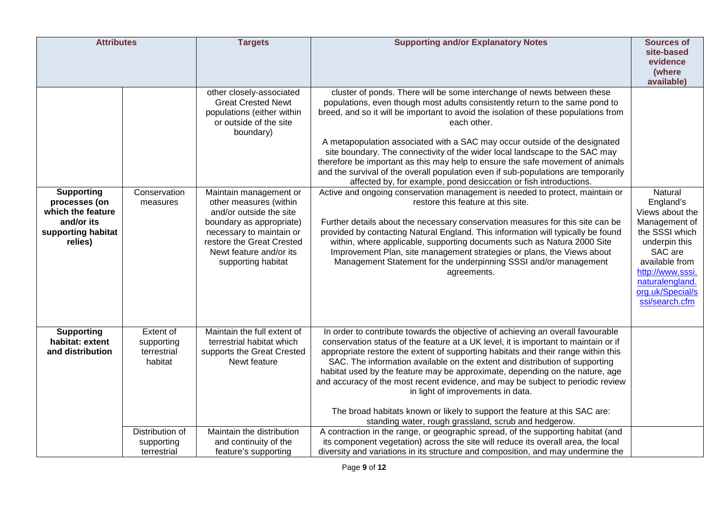| Attributes | | Targets | Supporting and/or Explanatory Notes | Sources of site-based evidence (where available) |
|---|---|---|---|---|
| | | other closely-associated Great Crested Newt populations (either within or outside of the site boundary) | cluster of ponds. There will be some interchange of newts between these populations, even though most adults consistently return to the same pond to breed, and so it will be important to avoid the isolation of these populations from each other.<br><br>A metapopulation associated with a SAC may occur outside of the designated site boundary. The connectivity of the wider local landscape to the SAC may therefore be important as this may help to ensure the safe movement of animals and the survival of the overall population even if sub-populations are temporarily affected by, for example, pond desiccation or fish introductions. | |
| **Supporting processes (on which the feature and/or its supporting habitat relies)** | Conservation measures | Maintain management or other measures (within and/or outside the site boundary as appropriate) necessary to maintain or restore the Great Crested Newt feature and/or its supporting habitat | Active and ongoing conservation management is needed to protect, maintain or restore this feature at this site.<br><br>Further details about the necessary conservation measures for this site can be provided by contacting Natural England. This information will typically be found within, where applicable, supporting documents such as Natura 2000 Site Improvement Plan, site management strategies or plans, the Views about Management Statement for the underpinning SSSI and/or management agreements. | Natural England's Views about the Management of the SSSI which underpin this SAC are available from http://www.sssi.naturalengland.org.uk/Special/sssi/search.cfm |
| **Supporting habitat: extent and distribution** | Extent of supporting terrestrial habitat | Maintain the full extent of terrestrial habitat which supports the Great Crested Newt feature | In order to contribute towards the objective of achieving an overall favourable conservation status of the feature at a UK level, it is important to maintain or if appropriate restore the extent of supporting habitats and their range within this SAC. The information available on the extent and distribution of supporting habitat used by the feature may be approximate, depending on the nature, age and accuracy of the most recent evidence, and may be subject to periodic review in light of improvements in data.<br><br>The broad habitats known or likely to support the feature at this SAC are: standing water, rough grassland, scrub and hedgerow. | |
| | Distribution of supporting terrestrial | Maintain the distribution and continuity of the feature's supporting | A contraction in the range, or geographic spread, of the supporting habitat (and its component vegetation) across the site will reduce its overall area, the local diversity and variations in its structure and composition, and may undermine the | |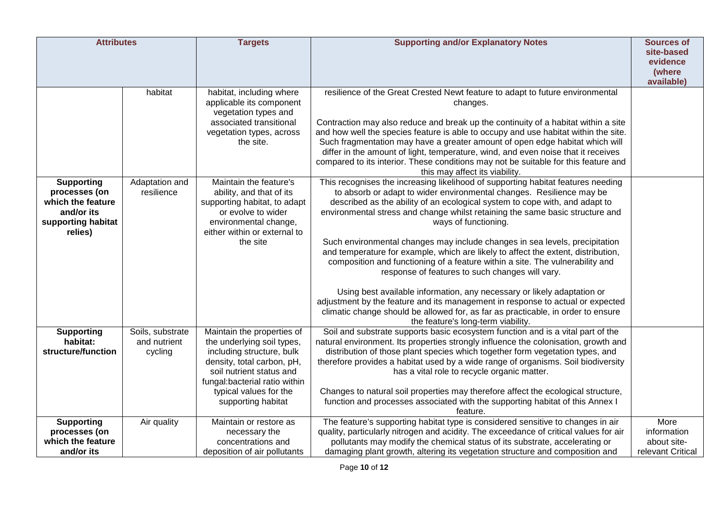| Attributes | | Targets | Supporting and/or Explanatory Notes | Sources of site-based evidence (where available) |
|---|---|---|---|---|
| | habitat | habitat, including where applicable its component vegetation types and associated transitional vegetation types, across the site. | resilience of the Great Crested Newt feature to adapt to future environmental changes.<br><br>Contraction may also reduce and break up the continuity of a habitat within a site and how well the species feature is able to occupy and use habitat within the site. Such fragmentation may have a greater amount of open edge habitat which will differ in the amount of light, temperature, wind, and even noise that it receives compared to its interior. These conditions may not be suitable for this feature and this may affect its viability. | |
| **Supporting processes (on which the feature and/or its supporting habitat relies)** | Adaptation and resilience | Maintain the feature's ability, and that of its supporting habitat, to adapt or evolve to wider environmental change, either within or external to the site | This recognises the increasing likelihood of supporting habitat features needing to absorb or adapt to wider environmental changes. Resilience may be described as the ability of an ecological system to cope with, and adapt to environmental stress and change whilst retaining the same basic structure and ways of functioning.<br><br>Such environmental changes may include changes in sea levels, precipitation and temperature for example, which are likely to affect the extent, distribution, composition and functioning of a feature within a site. The vulnerability and response of features to such changes will vary.<br><br>Using best available information, any necessary or likely adaptation or adjustment by the feature and its management in response to actual or expected climatic change should be allowed for, as far as practicable, in order to ensure the feature's long-term viability. | |
| **Supporting habitat: structure/function** | Soils, substrate and nutrient cycling | Maintain the properties of the underlying soil types, including structure, bulk density, total carbon, pH, soil nutrient status and fungal:bacterial ratio within typical values for the supporting habitat | Soil and substrate supports basic ecosystem function and is a vital part of the natural environment. Its properties strongly influence the colonisation, growth and distribution of those plant species which together form vegetation types, and therefore provides a habitat used by a wide range of organisms. Soil biodiversity has a vital role to recycle organic matter.<br><br>Changes to natural soil properties may therefore affect the ecological structure, function and processes associated with the supporting habitat of this Annex I feature. | |
| **Supporting processes (on which the feature and/or its** | Air quality | Maintain or restore as necessary the concentrations and deposition of air pollutants | The feature's supporting habitat type is considered sensitive to changes in air quality, particularly nitrogen and acidity. The exceedance of critical values for air pollutants may modify the chemical status of its substrate, accelerating or damaging plant growth, altering its vegetation structure and composition and | More information about site-relevant Critical |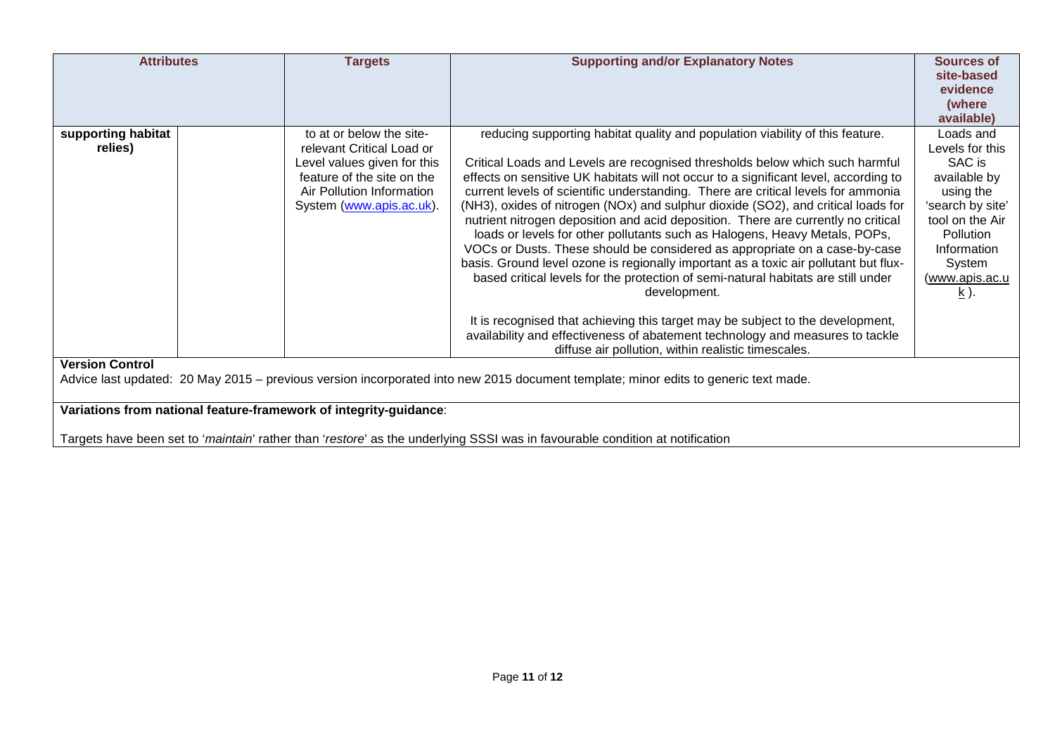| Attributes | | Targets | Supporting and/or Explanatory Notes | Sources of site-based evidence (where available) |
|---|---|---|---|---|
| supporting habitat relies) | | to at or below the site-relevant Critical Load or Level values given for this feature of the site on the Air Pollution Information System (www.apis.ac.uk). | reducing supporting habitat quality and population viability of this feature.<br><br>Critical Loads and Levels are recognised thresholds below which such harmful effects on sensitive UK habitats will not occur to a significant level, according to current levels of scientific understanding. There are critical levels for ammonia (NH3), oxides of nitrogen (NOx) and sulphur dioxide (SO2), and critical loads for nutrient nitrogen deposition and acid deposition. There are currently no critical loads or levels for other pollutants such as Halogens, Heavy Metals, POPs, VOCs or Dusts. These should be considered as appropriate on a case-by-case basis. Ground level ozone is regionally important as a toxic air pollutant but flux-based critical levels for the protection of semi-natural habitats are still under development.<br><br>It is recognised that achieving this target may be subject to the development, availability and effectiveness of abatement technology and measures to tackle diffuse air pollution, within realistic timescales. | Loads and Levels for this SAC is available by using the 'search by site' tool on the Air Pollution Information System (www.apis.ac.uk ). |

**Version Control**

Advice last updated: 20 May 2015 – previous version incorporated into new 2015 document template; minor edits to generic text made.

**Variations from national feature-framework of integrity-guidance**:

Targets have been set to '*maintain*' rather than '*restore*' as the underlying SSSI was in favourable condition at notification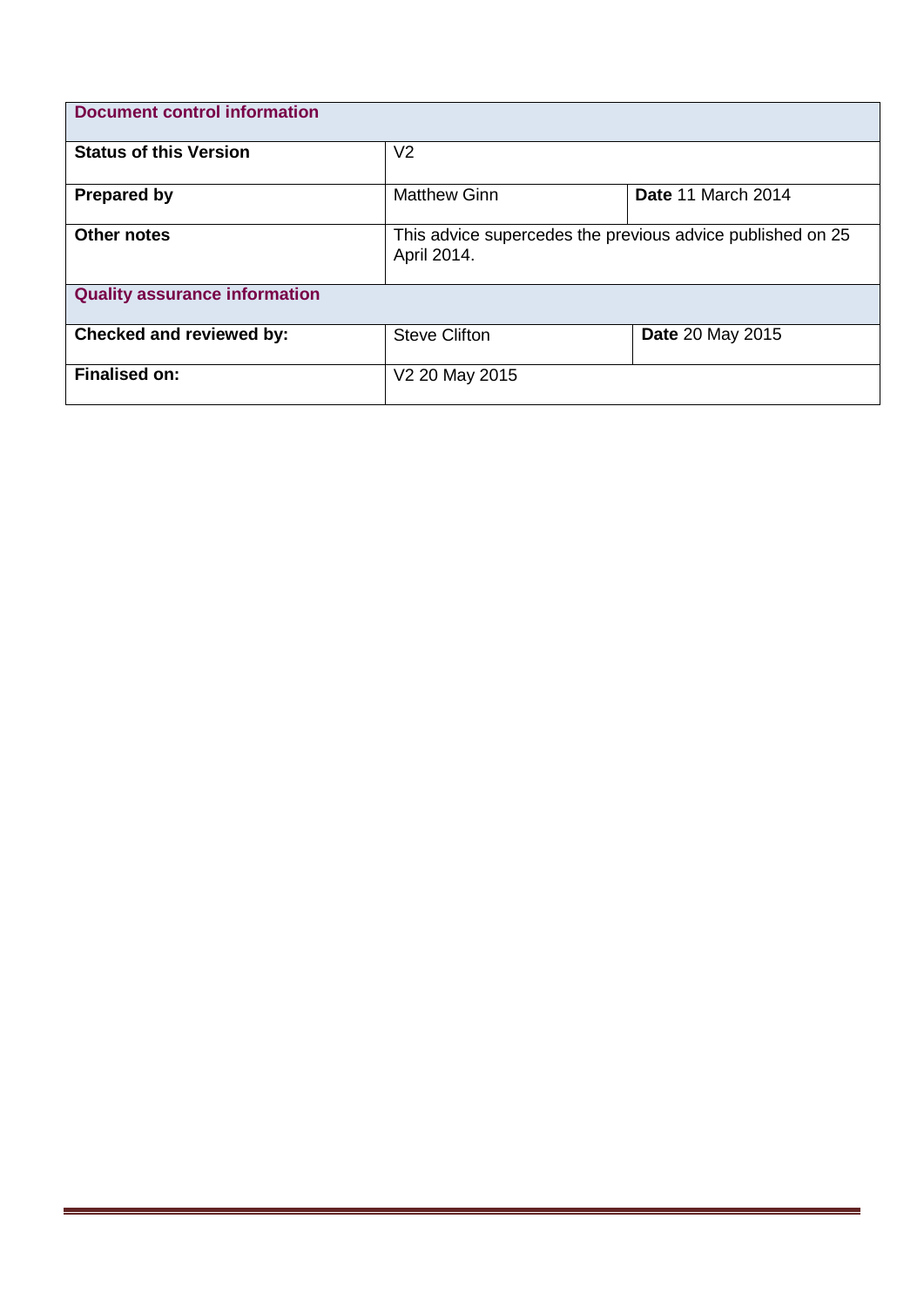| | | |
|---|---|---|
| **Document control information** | | |
| **Status of this Version** | V2 | |
| **Prepared by** | Matthew Ginn | **Date** 11 March 2014 |
| **Other notes** | This advice supercedes the previous advice published on 25 April 2014. | |
| **Quality assurance information** | | |
| **Checked and reviewed by:** | Steve Clifton | **Date** 20 May 2015 |
| **Finalised on:** | V2 20 May 2015 | |